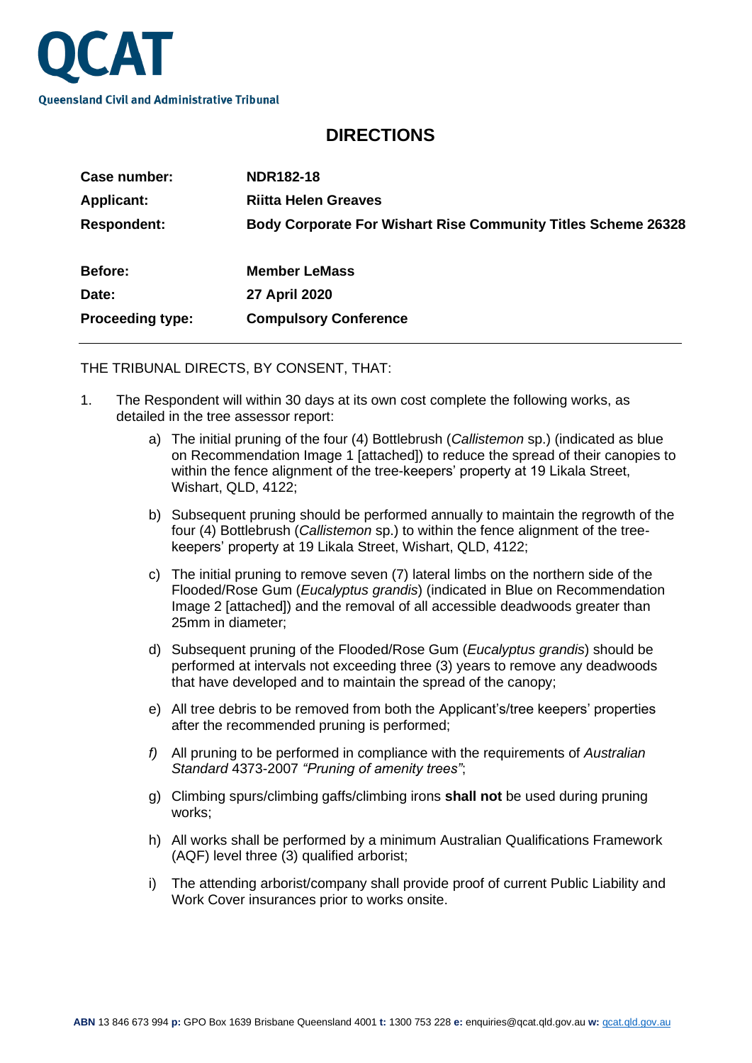# QCAT

Queensland Civil and Administrative Tribunal

## DIRECTIONS

| | |
|---|---|
| **Case number:** | **NDR182-18** |
| **Applicant:** | **Riitta Helen Greaves** |
| **Respondent:** | **Body Corporate For Wishart Rise Community Titles Scheme 26328** |
| **Before:** | **Member LeMass** |
| **Date:** | **27 April 2020** |
| **Proceeding type:** | **Compulsory Conference** |

THE TRIBUNAL DIRECTS, BY CONSENT, THAT:

1. The Respondent will within 30 days at its own cost complete the following works, as detailed in the tree assessor report:

   a) The initial pruning of the four (4) Bottlebrush (*Callistemon* sp.) (indicated as blue on Recommendation Image 1 [attached]) to reduce the spread of their canopies to within the fence alignment of the tree-keepers' property at 19 Likala Street, Wishart, QLD, 4122;

   b) Subsequent pruning should be performed annually to maintain the regrowth of the four (4) Bottlebrush (*Callistemon* sp.) to within the fence alignment of the tree-keepers' property at 19 Likala Street, Wishart, QLD, 4122;

   c) The initial pruning to remove seven (7) lateral limbs on the northern side of the Flooded/Rose Gum (*Eucalyptus grandis*) (indicated in Blue on Recommendation Image 2 [attached]) and the removal of all accessible deadwoods greater than 25mm in diameter;

   d) Subsequent pruning of the Flooded/Rose Gum (*Eucalyptus grandis*) should be performed at intervals not exceeding three (3) years to remove any deadwoods that have developed and to maintain the spread of the canopy;

   e) All tree debris to be removed from both the Applicant's/tree keepers' properties after the recommended pruning is performed;

   *f)* All pruning to be performed in compliance with the requirements of *Australian Standard* 4373-2007 *"Pruning of amenity trees"*;

   g) Climbing spurs/climbing gaffs/climbing irons **shall not** be used during pruning works;

   h) All works shall be performed by a minimum Australian Qualifications Framework (AQF) level three (3) qualified arborist;

   i) The attending arborist/company shall provide proof of current Public Liability and Work Cover insurances prior to works onsite.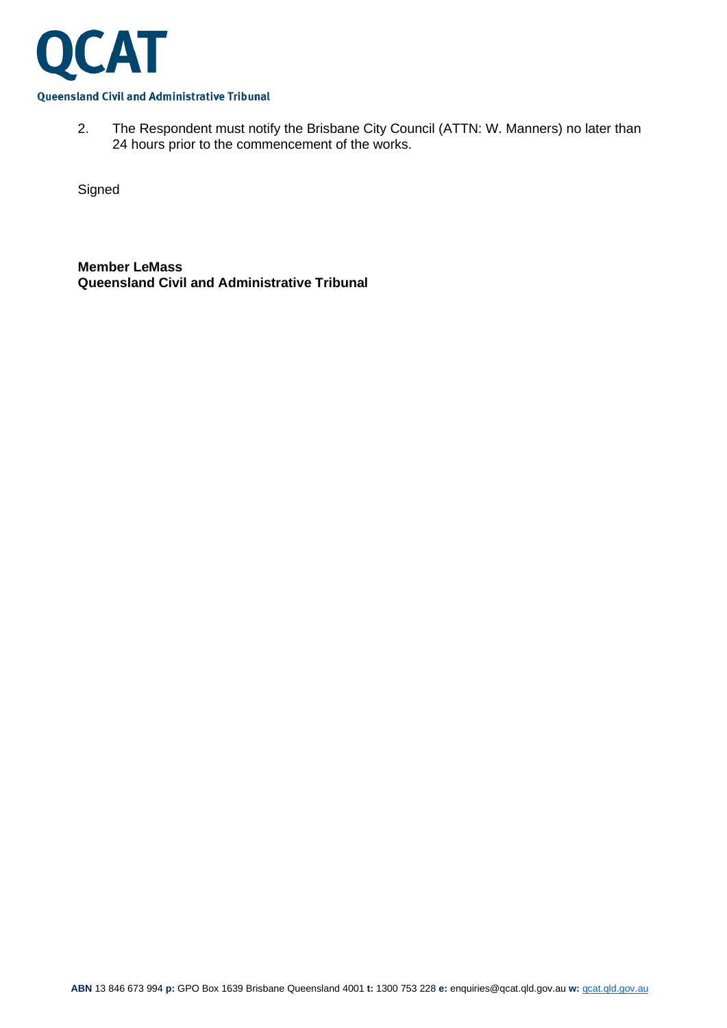2. The Respondent must notify the Brisbane City Council (ATTN: W. Manners) no later than 24 hours prior to the commencement of the works.

Signed

**Member LeMass**
**Queensland Civil and Administrative Tribunal**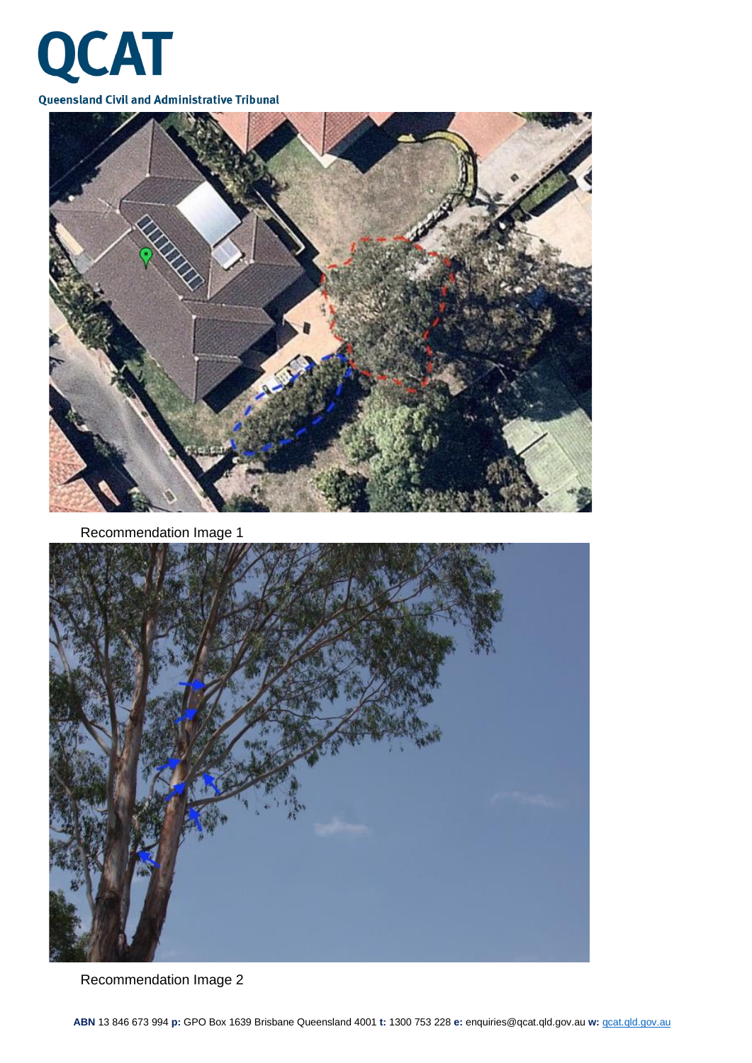Recommendation Image 1

Recommendation Image 2